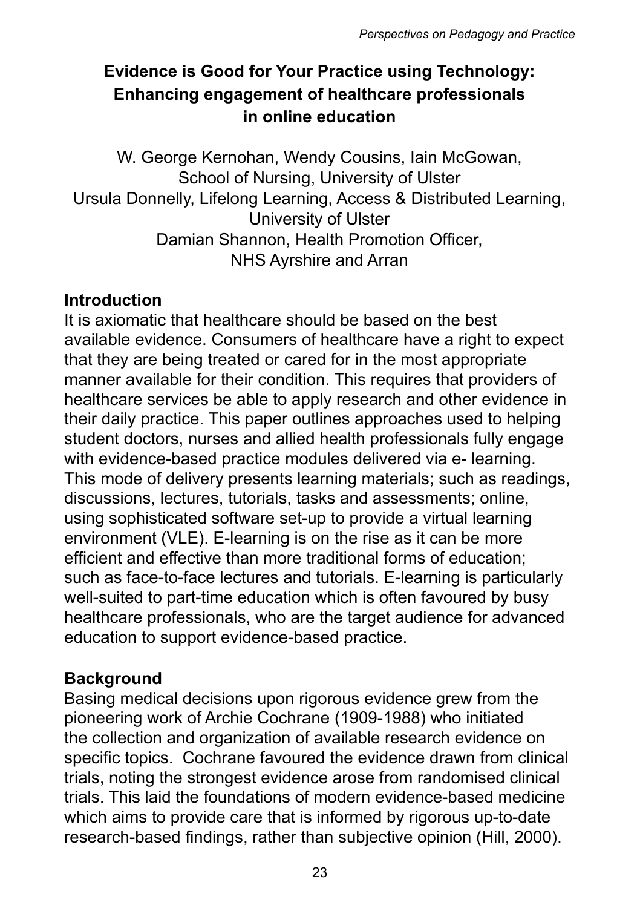# Evidence is Good for Your Practice using Technology: Enhancing engagement of healthcare professionals in online education

W. George Kernohan, Wendy Cousins, Iain McGowan,
School of Nursing, University of Ulster
Ursula Donnelly, Lifelong Learning, Access & Distributed Learning,
University of Ulster
Damian Shannon, Health Promotion Officer,
NHS Ayrshire and Arran

## Introduction

It is axiomatic that healthcare should be based on the best available evidence. Consumers of healthcare have a right to expect that they are being treated or cared for in the most appropriate manner available for their condition. This requires that providers of healthcare services be able to apply research and other evidence in their daily practice. This paper outlines approaches used to helping student doctors, nurses and allied health professionals fully engage with evidence-based practice modules delivered via e- learning. This mode of delivery presents learning materials; such as readings, discussions, lectures, tutorials, tasks and assessments; online, using sophisticated software set-up to provide a virtual learning environment (VLE). E-learning is on the rise as it can be more efficient and effective than more traditional forms of education; such as face-to-face lectures and tutorials. E-learning is particularly well-suited to part-time education which is often favoured by busy healthcare professionals, who are the target audience for advanced education to support evidence-based practice.

## Background

Basing medical decisions upon rigorous evidence grew from the pioneering work of Archie Cochrane (1909-1988) who initiated the collection and organization of available research evidence on specific topics. Cochrane favoured the evidence drawn from clinical trials, noting the strongest evidence arose from randomised clinical trials. This laid the foundations of modern evidence-based medicine which aims to provide care that is informed by rigorous up-to-date research-based findings, rather than subjective opinion (Hill, 2000).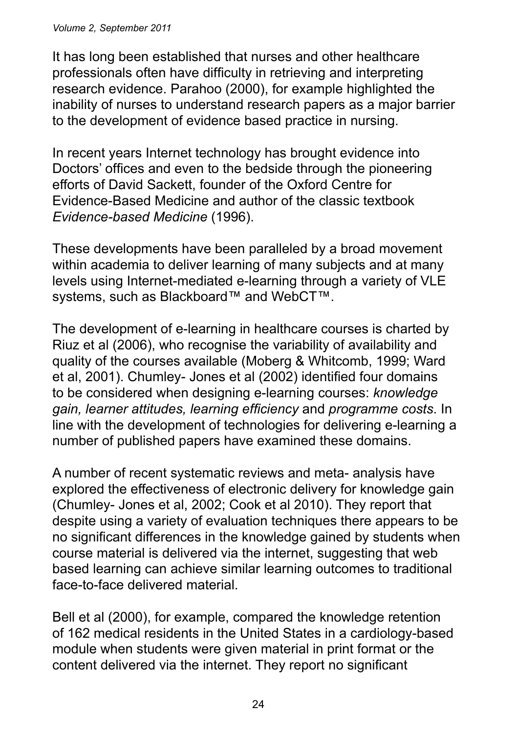It has long been established that nurses and other healthcare professionals often have difficulty in retrieving and interpreting research evidence. Parahoo (2000), for example highlighted the inability of nurses to understand research papers as a major barrier to the development of evidence based practice in nursing.

In recent years Internet technology has brought evidence into Doctors' offices and even to the bedside through the pioneering efforts of David Sackett, founder of the Oxford Centre for Evidence-Based Medicine and author of the classic textbook *Evidence-based Medicine* (1996).

These developments have been paralleled by a broad movement within academia to deliver learning of many subjects and at many levels using Internet-mediated e-learning through a variety of VLE systems, such as Blackboard™ and WebCT™.

The development of e-learning in healthcare courses is charted by Riuz et al (2006), who recognise the variability of availability and quality of the courses available (Moberg & Whitcomb, 1999; Ward et al, 2001). Chumley- Jones et al (2002) identified four domains to be considered when designing e-learning courses: *knowledge gain, learner attitudes, learning efficiency* and *programme costs*. In line with the development of technologies for delivering e-learning a number of published papers have examined these domains.

A number of recent systematic reviews and meta- analysis have explored the effectiveness of electronic delivery for knowledge gain (Chumley- Jones et al, 2002; Cook et al 2010). They report that despite using a variety of evaluation techniques there appears to be no significant differences in the knowledge gained by students when course material is delivered via the internet, suggesting that web based learning can achieve similar learning outcomes to traditional face-to-face delivered material.

Bell et al (2000), for example, compared the knowledge retention of 162 medical residents in the United States in a cardiology-based module when students were given material in print format or the content delivered via the internet. They report no significant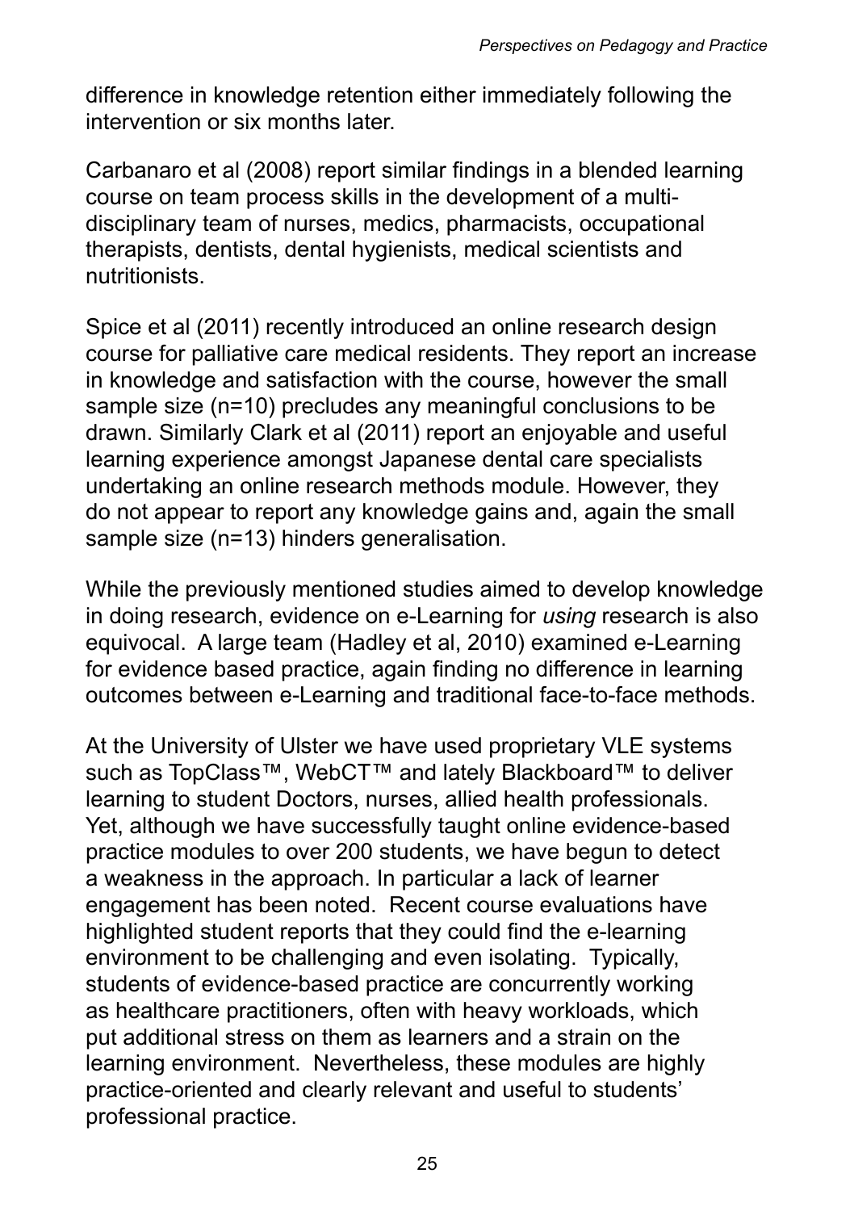difference in knowledge retention either immediately following the intervention or six months later.

Carbanaro et al (2008) report similar findings in a blended learning course on team process skills in the development of a multi-disciplinary team of nurses, medics, pharmacists, occupational therapists, dentists, dental hygienists, medical scientists and nutritionists.

Spice et al (2011) recently introduced an online research design course for palliative care medical residents. They report an increase in knowledge and satisfaction with the course, however the small sample size (n=10) precludes any meaningful conclusions to be drawn. Similarly Clark et al (2011) report an enjoyable and useful learning experience amongst Japanese dental care specialists undertaking an online research methods module. However, they do not appear to report any knowledge gains and, again the small sample size (n=13) hinders generalisation.

While the previously mentioned studies aimed to develop knowledge in doing research, evidence on e-Learning for *using* research is also equivocal. A large team (Hadley et al, 2010) examined e-Learning for evidence based practice, again finding no difference in learning outcomes between e-Learning and traditional face-to-face methods.

At the University of Ulster we have used proprietary VLE systems such as TopClass™, WebCT™ and lately Blackboard™ to deliver learning to student Doctors, nurses, allied health professionals. Yet, although we have successfully taught online evidence-based practice modules to over 200 students, we have begun to detect a weakness in the approach. In particular a lack of learner engagement has been noted. Recent course evaluations have highlighted student reports that they could find the e-learning environment to be challenging and even isolating. Typically, students of evidence-based practice are concurrently working as healthcare practitioners, often with heavy workloads, which put additional stress on them as learners and a strain on the learning environment. Nevertheless, these modules are highly practice-oriented and clearly relevant and useful to students' professional practice.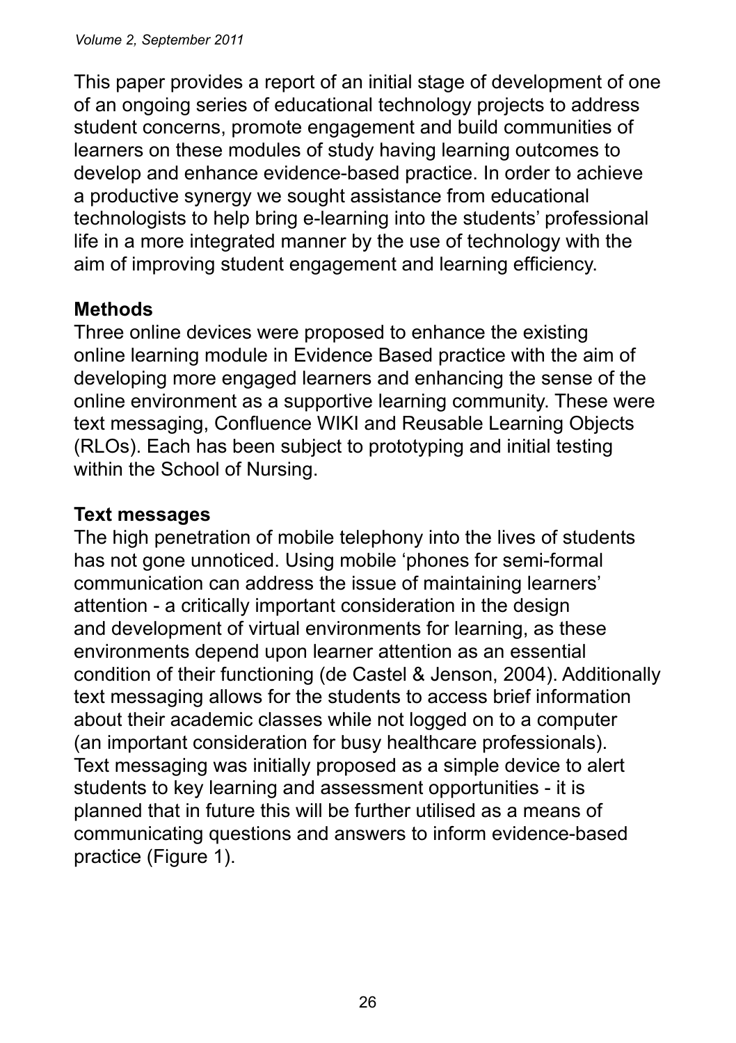This paper provides a report of an initial stage of development of one of an ongoing series of educational technology projects to address student concerns, promote engagement and build communities of learners on these modules of study having learning outcomes to develop and enhance evidence-based practice. In order to achieve a productive synergy we sought assistance from educational technologists to help bring e-learning into the students' professional life in a more integrated manner by the use of technology with the aim of improving student engagement and learning efficiency.

## Methods

Three online devices were proposed to enhance the existing online learning module in Evidence Based practice with the aim of developing more engaged learners and enhancing the sense of the online environment as a supportive learning community. These were text messaging, Confluence WIKI and Reusable Learning Objects (RLOs). Each has been subject to prototyping and initial testing within the School of Nursing.

## Text messages

The high penetration of mobile telephony into the lives of students has not gone unnoticed. Using mobile 'phones for semi-formal communication can address the issue of maintaining learners' attention - a critically important consideration in the design and development of virtual environments for learning, as these environments depend upon learner attention as an essential condition of their functioning (de Castel & Jenson, 2004). Additionally text messaging allows for the students to access brief information about their academic classes while not logged on to a computer (an important consideration for busy healthcare professionals). Text messaging was initially proposed as a simple device to alert students to key learning and assessment opportunities - it is planned that in future this will be further utilised as a means of communicating questions and answers to inform evidence-based practice (Figure 1).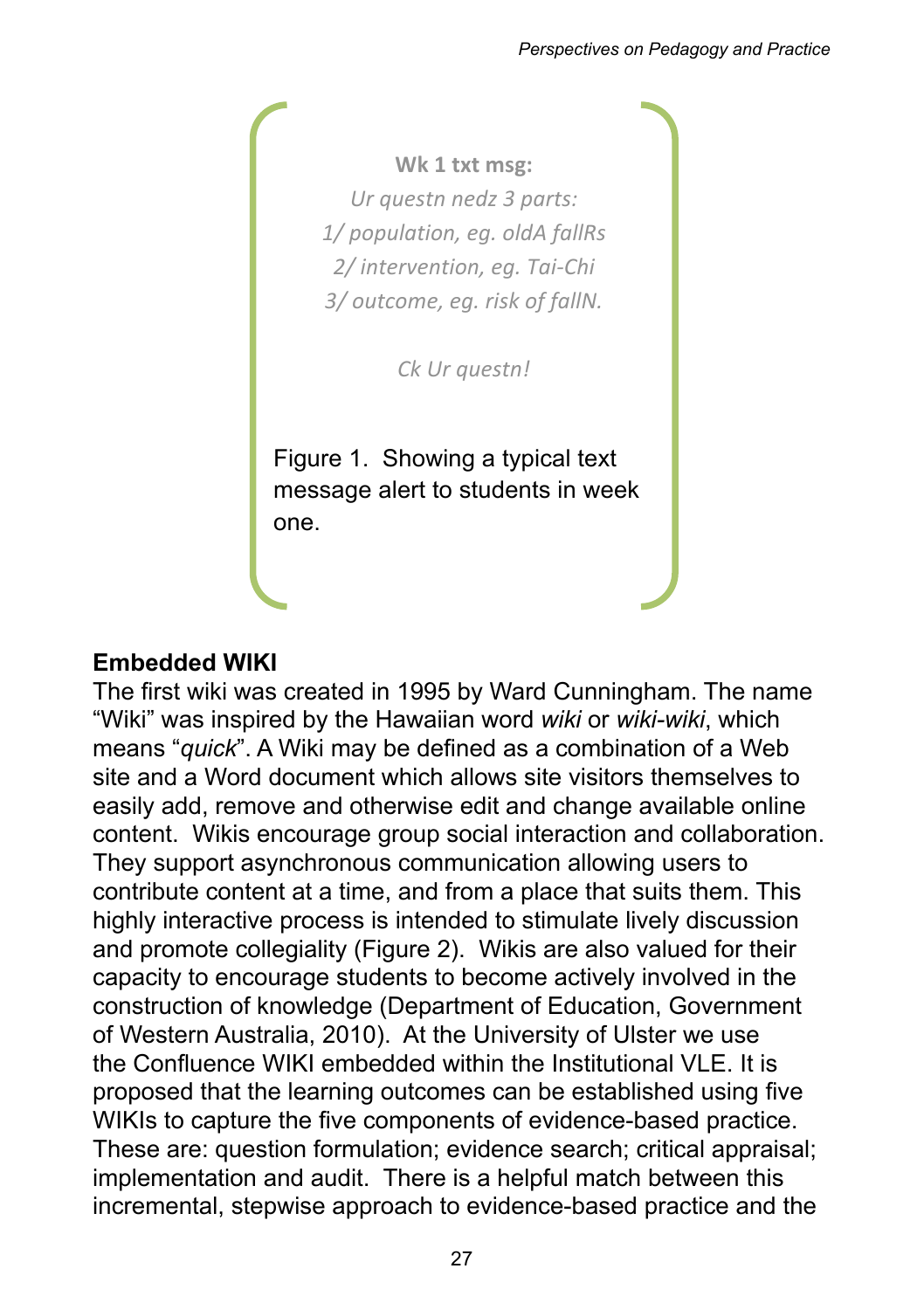**Wk 1 txt msg:**

*Ur questn nedz 3 parts:*
*1/ population, eg. oldA fallRs*
*2/ intervention, eg. Tai-Chi*
*3/ outcome, eg. risk of fallN.*

*Ck Ur questn!*

Figure 1. Showing a typical text message alert to students in week one.

## Embedded WIKI

The first wiki was created in 1995 by Ward Cunningham. The name "Wiki" was inspired by the Hawaiian word *wiki* or *wiki-wiki*, which means "*quick*". A Wiki may be defined as a combination of a Web site and a Word document which allows site visitors themselves to easily add, remove and otherwise edit and change available online content. Wikis encourage group social interaction and collaboration. They support asynchronous communication allowing users to contribute content at a time, and from a place that suits them. This highly interactive process is intended to stimulate lively discussion and promote collegiality (Figure 2). Wikis are also valued for their capacity to encourage students to become actively involved in the construction of knowledge (Department of Education, Government of Western Australia, 2010). At the University of Ulster we use the Confluence WIKI embedded within the Institutional VLE. It is proposed that the learning outcomes can be established using five WIKIs to capture the five components of evidence-based practice. These are: question formulation; evidence search; critical appraisal; implementation and audit. There is a helpful match between this incremental, stepwise approach to evidence-based practice and the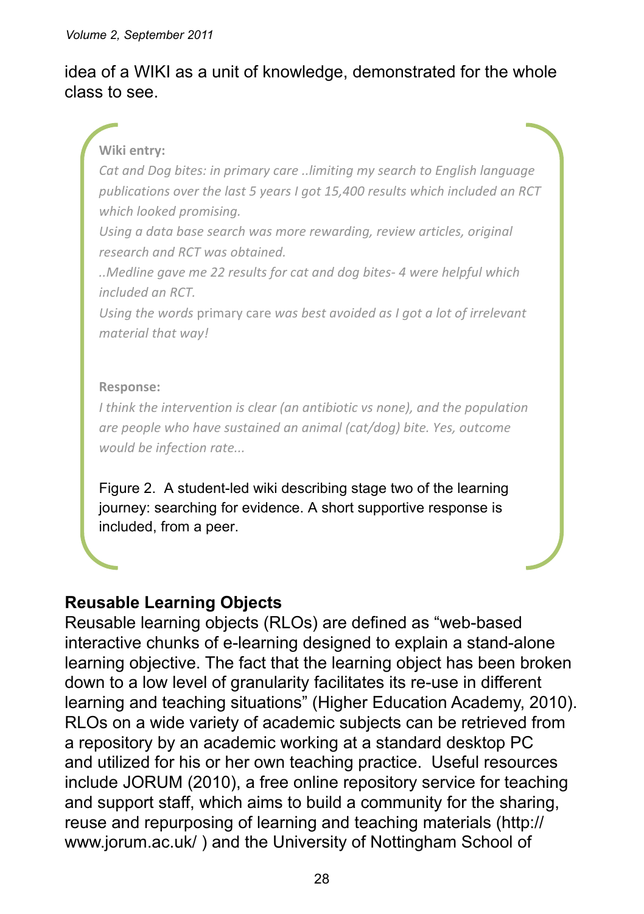idea of a WIKI as a unit of knowledge, demonstrated for the whole class to see.

**Wiki entry:**

*Cat and Dog bites: in primary care ..limiting my search to English language publications over the last 5 years I got 15,400 results which included an RCT which looked promising.*

*Using a data base search was more rewarding, review articles, original research and RCT was obtained.*

*..Medline gave me 22 results for cat and dog bites- 4 were helpful which included an RCT.*

*Using the words* primary care *was best avoided as I got a lot of irrelevant material that way!*

**Response:**

*I think the intervention is clear (an antibiotic vs none), and the population are people who have sustained an animal (cat/dog) bite. Yes, outcome would be infection rate...*

Figure 2. A student-led wiki describing stage two of the learning journey: searching for evidence. A short supportive response is included, from a peer.

## Reusable Learning Objects

Reusable learning objects (RLOs) are defined as "web-based interactive chunks of e-learning designed to explain a stand-alone learning objective. The fact that the learning object has been broken down to a low level of granularity facilitates its re-use in different learning and teaching situations" (Higher Education Academy, 2010). RLOs on a wide variety of academic subjects can be retrieved from a repository by an academic working at a standard desktop PC and utilized for his or her own teaching practice. Useful resources include JORUM (2010), a free online repository service for teaching and support staff, which aims to build a community for the sharing, reuse and repurposing of learning and teaching materials (http://www.jorum.ac.uk/ ) and the University of Nottingham School of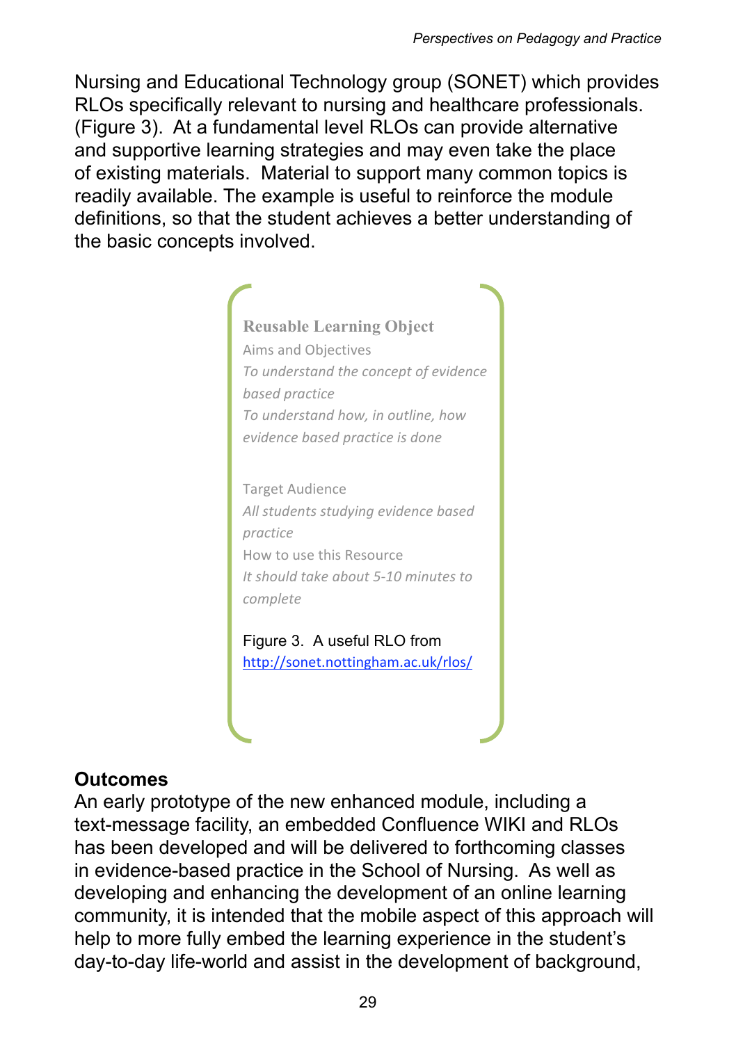Nursing and Educational Technology group (SONET) which provides RLOs specifically relevant to nursing and healthcare professionals. (Figure 3). At a fundamental level RLOs can provide alternative and supportive learning strategies and may even take the place of existing materials. Material to support many common topics is readily available. The example is useful to reinforce the module definitions, so that the student achieves a better understanding of the basic concepts involved.

**Reusable Learning Object**

Aims and Objectives

*To understand the concept of evidence based practice*

*To understand how, in outline, how evidence based practice is done*

Target Audience

*All students studying evidence based practice*

How to use this Resource

*It should take about 5-10 minutes to complete*

Figure 3. A useful RLO from http://sonet.nottingham.ac.uk/rlos/

## Outcomes

An early prototype of the new enhanced module, including a text-message facility, an embedded Confluence WIKI and RLOs has been developed and will be delivered to forthcoming classes in evidence-based practice in the School of Nursing. As well as developing and enhancing the development of an online learning community, it is intended that the mobile aspect of this approach will help to more fully embed the learning experience in the student's day-to-day life-world and assist in the development of background,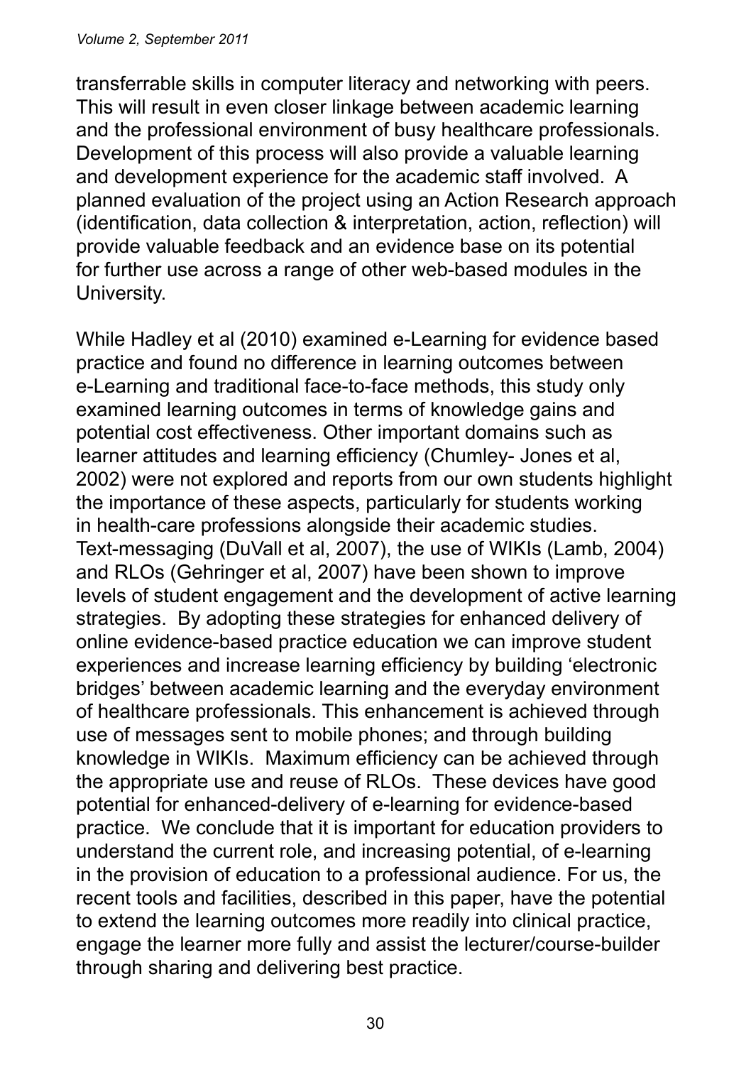transferrable skills in computer literacy and networking with peers. This will result in even closer linkage between academic learning and the professional environment of busy healthcare professionals. Development of this process will also provide a valuable learning and development experience for the academic staff involved. A planned evaluation of the project using an Action Research approach (identification, data collection & interpretation, action, reflection) will provide valuable feedback and an evidence base on its potential for further use across a range of other web-based modules in the University.

While Hadley et al (2010) examined e-Learning for evidence based practice and found no difference in learning outcomes between e-Learning and traditional face-to-face methods, this study only examined learning outcomes in terms of knowledge gains and potential cost effectiveness. Other important domains such as learner attitudes and learning efficiency (Chumley- Jones et al, 2002) were not explored and reports from our own students highlight the importance of these aspects, particularly for students working in health-care professions alongside their academic studies. Text-messaging (DuVall et al, 2007), the use of WIKIs (Lamb, 2004) and RLOs (Gehringer et al, 2007) have been shown to improve levels of student engagement and the development of active learning strategies. By adopting these strategies for enhanced delivery of online evidence-based practice education we can improve student experiences and increase learning efficiency by building 'electronic bridges' between academic learning and the everyday environment of healthcare professionals. This enhancement is achieved through use of messages sent to mobile phones; and through building knowledge in WIKIs. Maximum efficiency can be achieved through the appropriate use and reuse of RLOs. These devices have good potential for enhanced-delivery of e-learning for evidence-based practice. We conclude that it is important for education providers to understand the current role, and increasing potential, of e-learning in the provision of education to a professional audience. For us, the recent tools and facilities, described in this paper, have the potential to extend the learning outcomes more readily into clinical practice, engage the learner more fully and assist the lecturer/course-builder through sharing and delivering best practice.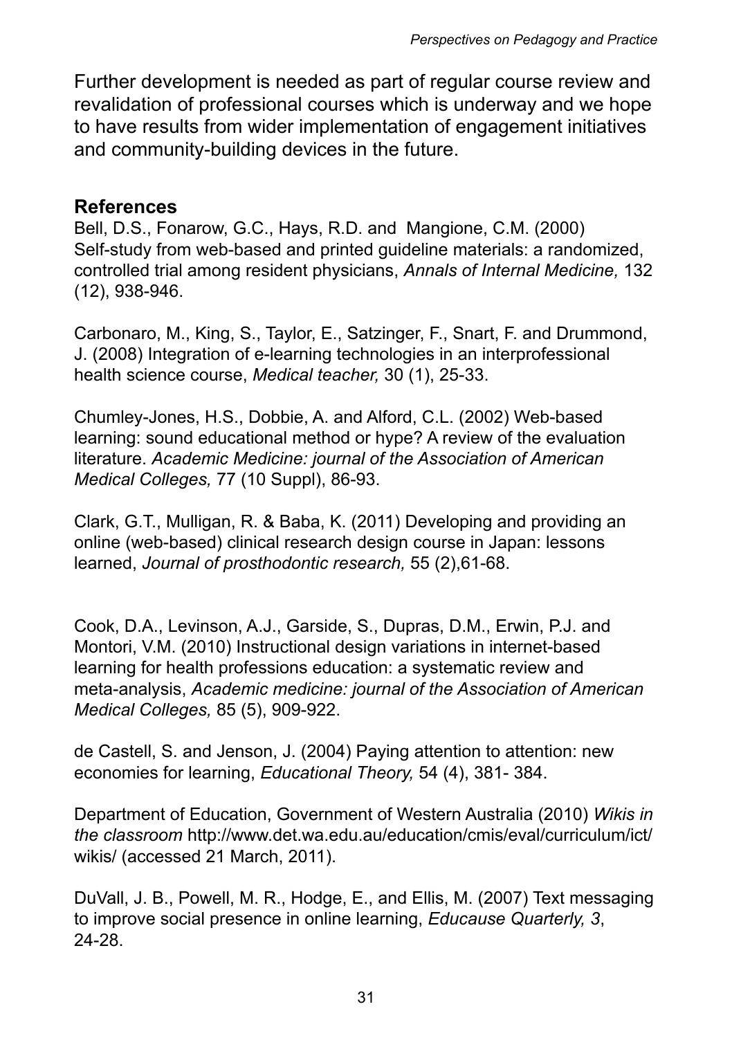Further development is needed as part of regular course review and revalidation of professional courses which is underway and we hope to have results from wider implementation of engagement initiatives and community-building devices in the future.

## References

Bell, D.S., Fonarow, G.C., Hays, R.D. and  Mangione, C.M. (2000) Self-study from web-based and printed guideline materials: a randomized, controlled trial among resident physicians, *Annals of Internal Medicine,* 132 (12), 938-946.

Carbonaro, M., King, S., Taylor, E., Satzinger, F., Snart, F. and Drummond, J. (2008) Integration of e-learning technologies in an interprofessional health science course, *Medical teacher,* 30 (1), 25-33.

Chumley-Jones, H.S., Dobbie, A. and Alford, C.L. (2002) Web-based learning: sound educational method or hype? A review of the evaluation literature. *Academic Medicine: journal of the Association of American Medical Colleges,* 77 (10 Suppl), 86-93.

Clark, G.T., Mulligan, R. & Baba, K. (2011) Developing and providing an online (web-based) clinical research design course in Japan: lessons learned, *Journal of prosthodontic research,* 55 (2),61-68.

Cook, D.A., Levinson, A.J., Garside, S., Dupras, D.M., Erwin, P.J. and Montori, V.M. (2010) Instructional design variations in internet-based learning for health professions education: a systematic review and meta-analysis, *Academic medicine: journal of the Association of American Medical Colleges,* 85 (5), 909-922.

de Castell, S. and Jenson, J. (2004) Paying attention to attention: new economies for learning, *Educational Theory,* 54 (4), 381- 384.

Department of Education, Government of Western Australia (2010) *Wikis in the classroom* http://www.det.wa.edu.au/education/cmis/eval/curriculum/ict/wikis/ (accessed 21 March, 2011).

DuVall, J. B., Powell, M. R., Hodge, E., and Ellis, M. (2007) Text messaging to improve social presence in online learning, *Educause Quarterly, 3*, 24-28.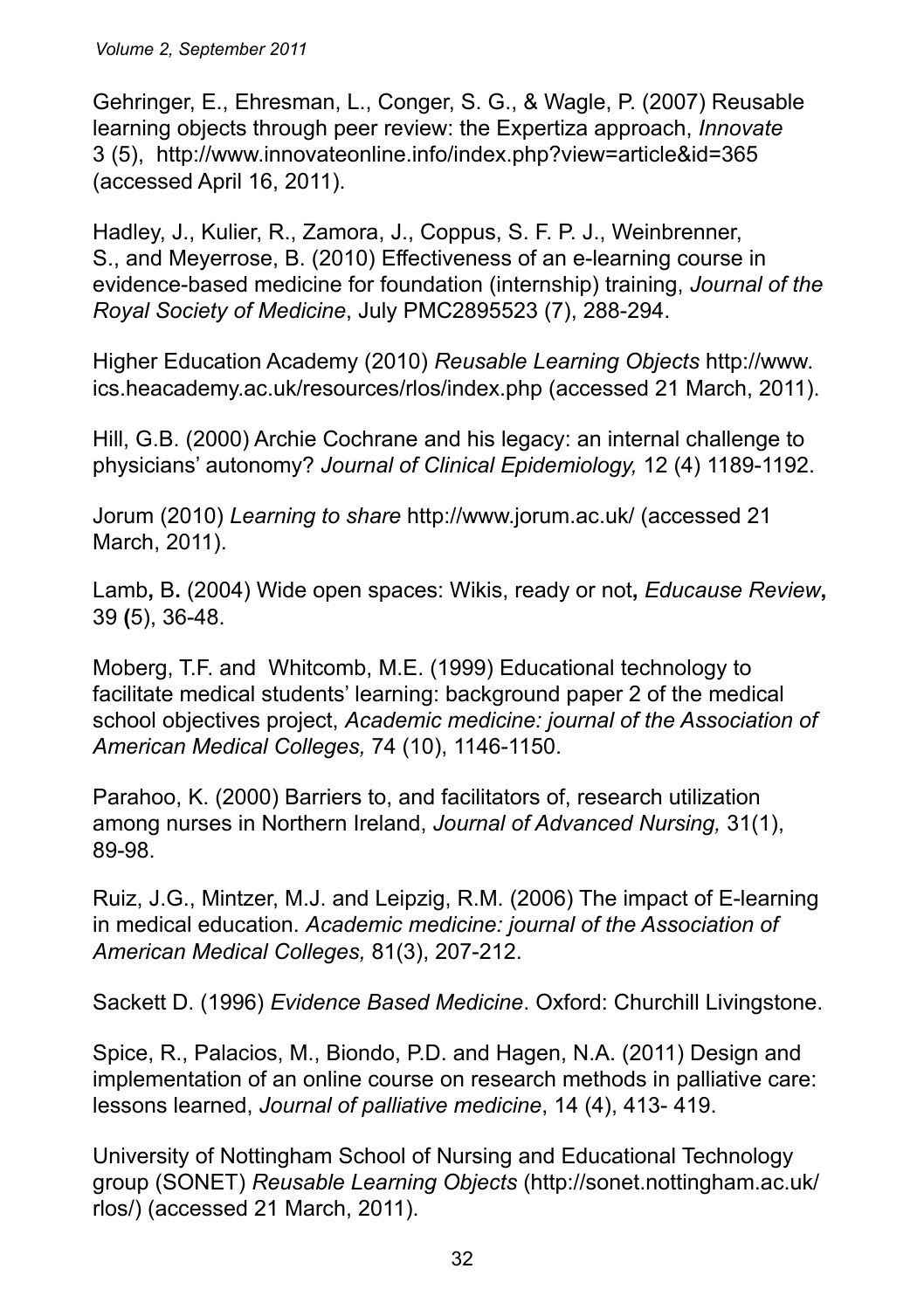Gehringer, E., Ehresman, L., Conger, S. G., & Wagle, P. (2007) Reusable learning objects through peer review: the Expertiza approach, *Innovate* 3 (5), http://www.innovateonline.info/index.php?view=article&id=365 (accessed April 16, 2011).

Hadley, J., Kulier, R., Zamora, J., Coppus, S. F. P. J., Weinbrenner, S., and Meyerrose, B. (2010) Effectiveness of an e-learning course in evidence-based medicine for foundation (internship) training, *Journal of the Royal Society of Medicine*, July PMC2895523 (7), 288-294.

Higher Education Academy (2010) *Reusable Learning Objects* http://www.ics.heacademy.ac.uk/resources/rlos/index.php (accessed 21 March, 2011).

Hill, G.B. (2000) Archie Cochrane and his legacy: an internal challenge to physicians' autonomy? *Journal of Clinical Epidemiology,* 12 (4) 1189-1192.

Jorum (2010) *Learning to share* http://www.jorum.ac.uk/ (accessed 21 March, 2011).

Lamb**,** B**.** (2004) Wide open spaces: Wikis, ready or not**,** *Educause Review***,** 39 **(**5), 36-48.

Moberg, T.F. and Whitcomb, M.E. (1999) Educational technology to facilitate medical students' learning: background paper 2 of the medical school objectives project, *Academic medicine: journal of the Association of American Medical Colleges,* 74 (10), 1146-1150.

Parahoo, K. (2000) Barriers to, and facilitators of, research utilization among nurses in Northern Ireland, *Journal of Advanced Nursing,* 31(1), 89-98.

Ruiz, J.G., Mintzer, M.J. and Leipzig, R.M. (2006) The impact of E-learning in medical education. *Academic medicine: journal of the Association of American Medical Colleges,* 81(3), 207-212.

Sackett D. (1996) *Evidence Based Medicine*. Oxford: Churchill Livingstone.

Spice, R., Palacios, M., Biondo, P.D. and Hagen, N.A. (2011) Design and implementation of an online course on research methods in palliative care: lessons learned, *Journal of palliative medicine*, 14 (4), 413- 419.

University of Nottingham School of Nursing and Educational Technology group (SONET) *Reusable Learning Objects* (http://sonet.nottingham.ac.uk/rlos/) (accessed 21 March, 2011).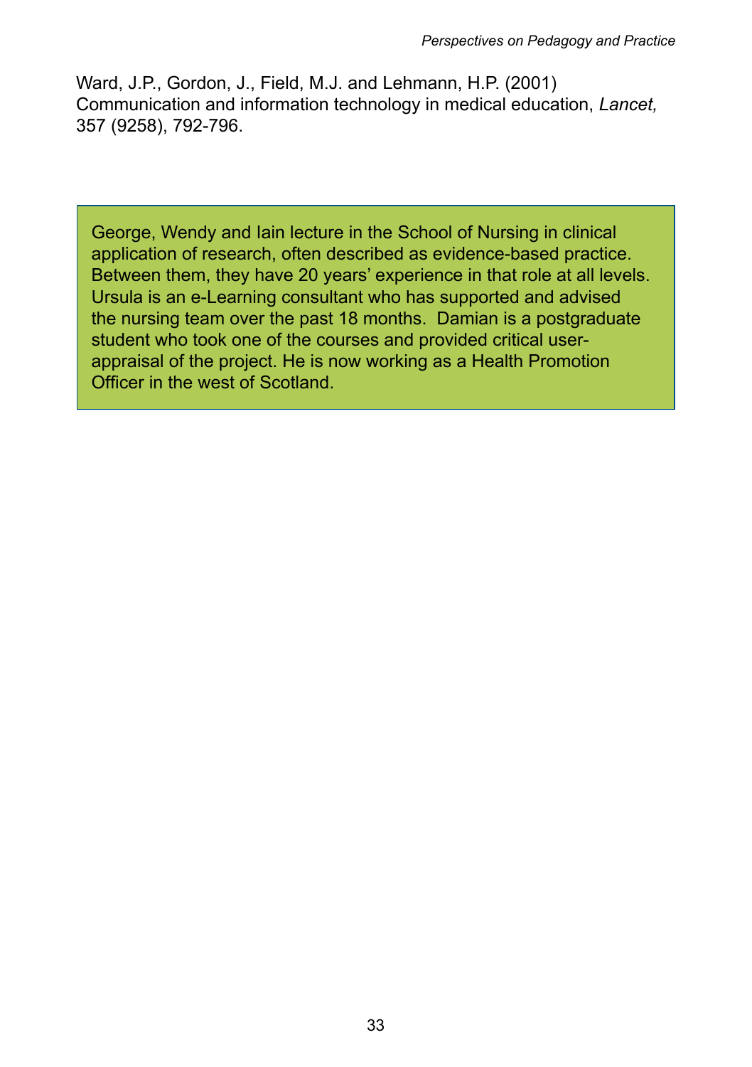Ward, J.P., Gordon, J., Field, M.J. and Lehmann, H.P. (2001) Communication and information technology in medical education, *Lancet,* 357 (9258), 792-796.

George, Wendy and Iain lecture in the School of Nursing in clinical application of research, often described as evidence-based practice. Between them, they have 20 years' experience in that role at all levels. Ursula is an e-Learning consultant who has supported and advised the nursing team over the past 18 months. Damian is a postgraduate student who took one of the courses and provided critical user-appraisal of the project. He is now working as a Health Promotion Officer in the west of Scotland.